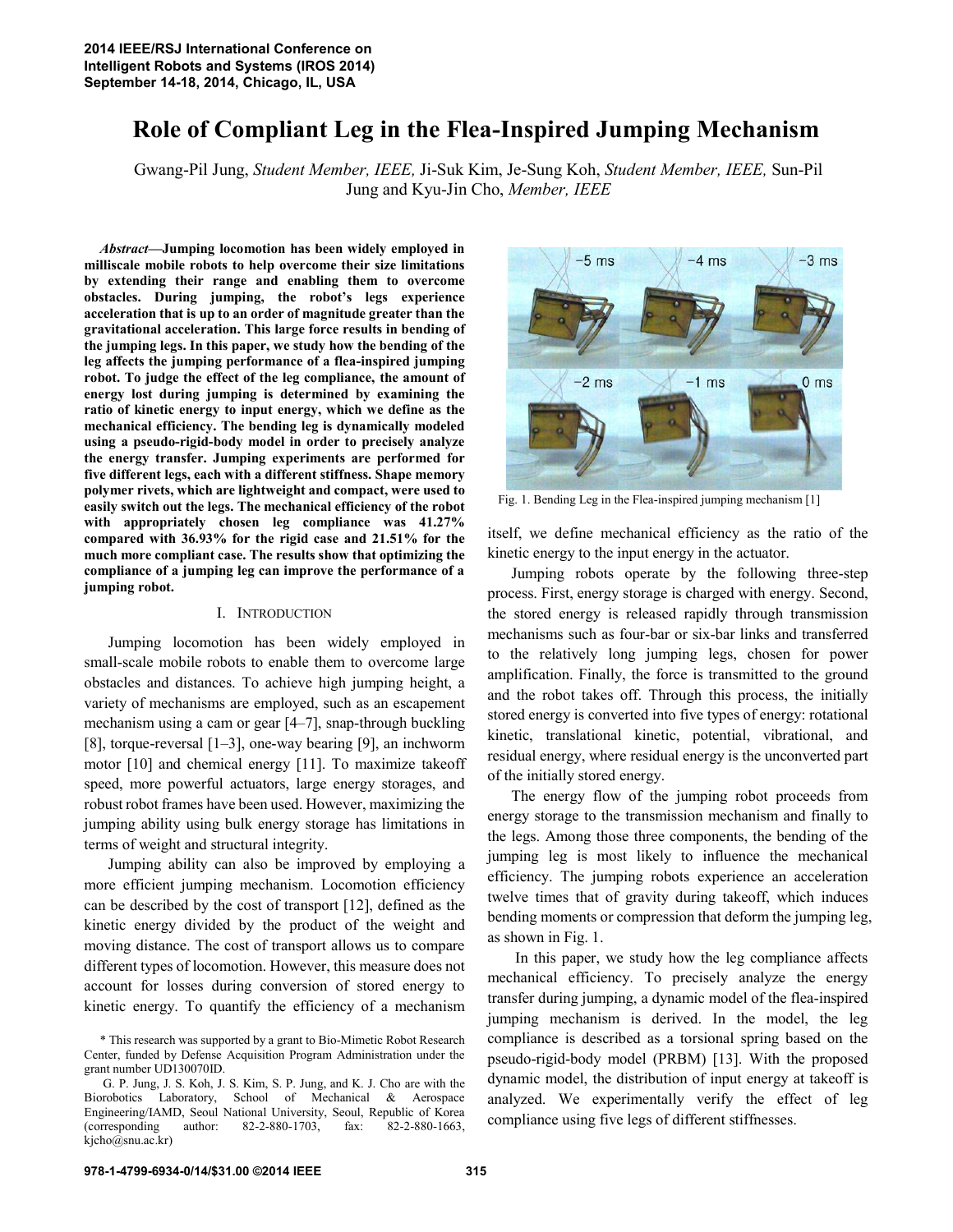# Role of Compliant Leg in the Flea-Inspired Jumping Mechanism

Gwang-Pil Jung, *Student Member, IEEE,* Ji-Suk Kim, Je-Sung Koh, *Student Member, IEEE,* Sun-Pil Jung and Kyu-Jin Cho, *Member, IEEE*

***Abstract*—Jumping locomotion has been widely employed in milliscale mobile robots to help overcome their size limitations by extending their range and enabling them to overcome obstacles. During jumping, the robot's legs experience acceleration that is up to an order of magnitude greater than the gravitational acceleration. This large force results in bending of the jumping legs. In this paper, we study how the bending of the leg affects the jumping performance of a flea-inspired jumping robot. To judge the effect of the leg compliance, the amount of energy lost during jumping is determined by examining the ratio of kinetic energy to input energy, which we define as the mechanical efficiency. The bending leg is dynamically modeled using a pseudo-rigid-body model in order to precisely analyze the energy transfer. Jumping experiments are performed for five different legs, each with a different stiffness. Shape memory polymer rivets, which are lightweight and compact, were used to easily switch out the legs. The mechanical efficiency of the robot with appropriately chosen leg compliance was 41.27% compared with 36.93% for the rigid case and 21.51% for the much more compliant case. The results show that optimizing the compliance of a jumping leg can improve the performance of a jumping robot.**

## I. Introduction

Jumping locomotion has been widely employed in small-scale mobile robots to enable them to overcome large obstacles and distances. To achieve high jumping height, a variety of mechanisms are employed, such as an escapement mechanism using a cam or gear [4–7], snap-through buckling [8], torque-reversal [1–3], one-way bearing [9], an inchworm motor [10] and chemical energy [11]. To maximize takeoff speed, more powerful actuators, large energy storages, and robust robot frames have been used. However, maximizing the jumping ability using bulk energy storage has limitations in terms of weight and structural integrity.

Jumping ability can also be improved by employing a more efficient jumping mechanism. Locomotion efficiency can be described by the cost of transport [12], defined as the kinetic energy divided by the product of the weight and moving distance. The cost of transport allows us to compare different types of locomotion. However, this measure does not account for losses during conversion of stored energy to kinetic energy. To quantify the efficiency of a mechanism itself, we define mechanical efficiency as the ratio of the kinetic energy to the input energy in the actuator.

Fig. 1. Bending Leg in the Flea-inspired jumping mechanism [1]

Jumping robots operate by the following three-step process. First, energy storage is charged with energy. Second, the stored energy is released rapidly through transmission mechanisms such as four-bar or six-bar links and transferred to the relatively long jumping legs, chosen for power amplification. Finally, the force is transmitted to the ground and the robot takes off. Through this process, the initially stored energy is converted into five types of energy: rotational kinetic, translational kinetic, potential, vibrational, and residual energy, where residual energy is the unconverted part of the initially stored energy.

The energy flow of the jumping robot proceeds from energy storage to the transmission mechanism and finally to the legs. Among those three components, the bending of the jumping leg is most likely to influence the mechanical efficiency. The jumping robots experience an acceleration twelve times that of gravity during takeoff, which induces bending moments or compression that deform the jumping leg, as shown in Fig. 1.

In this paper, we study how the leg compliance affects mechanical efficiency. To precisely analyze the energy transfer during jumping, a dynamic model of the flea-inspired jumping mechanism is derived. In the model, the leg compliance is described as a torsional spring based on the pseudo-rigid-body model (PRBM) [13]. With the proposed dynamic model, the distribution of input energy at takeoff is analyzed. We experimentally verify the effect of leg compliance using five legs of different stiffnesses.

\* This research was supported by a grant to Bio-Mimetic Robot Research Center, funded by Defense Acquisition Program Administration under the grant number UD130070ID.

G. P. Jung, J. S. Koh, J. S. Kim, S. P. Jung, and K. J. Cho are with the Biorobotics Laboratory, School of Mechanical & Aerospace Engineering/IAMD, Seoul National University, Seoul, Republic of Korea (corresponding author: 82-2-880-1703, fax: 82-2-880-1663, kjcho@snu.ac.kr)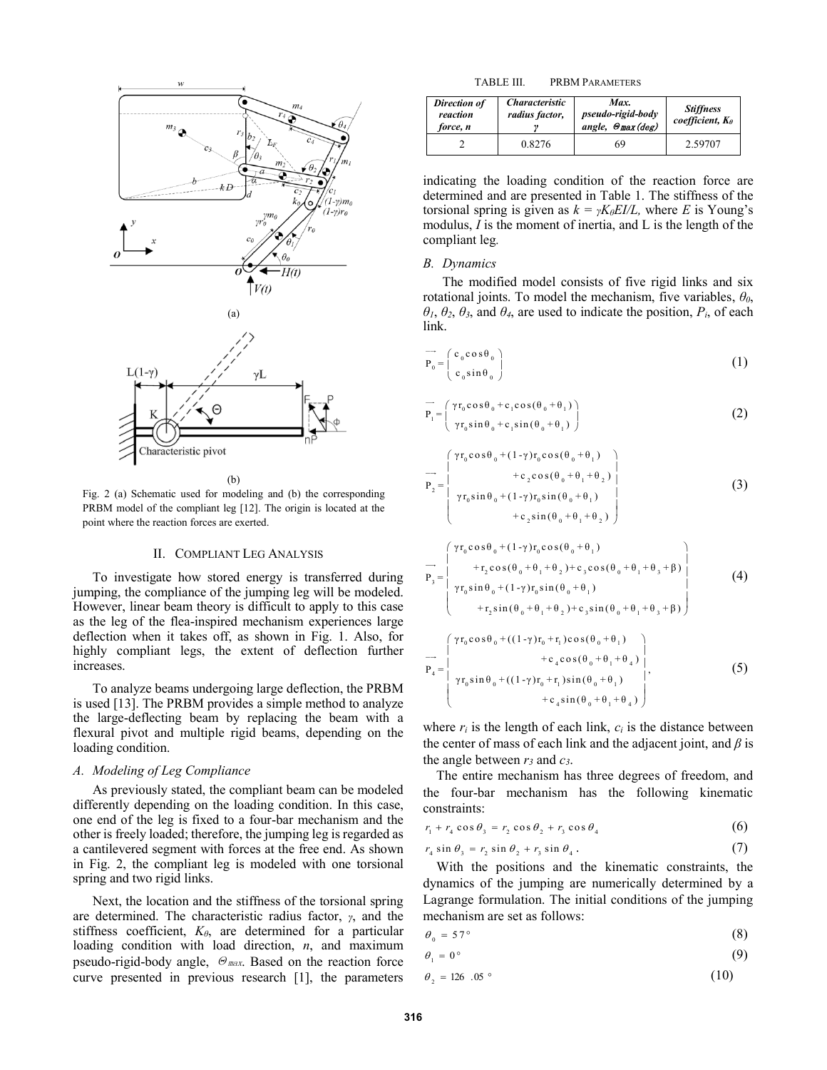Fig. 2 (a) Schematic used for modeling and (b) the corresponding PRBM model of the compliant leg [12]. The origin is located at the point where the reaction forces are exerted.

## II. Compliant Leg Analysis

To investigate how stored energy is transferred during jumping, the compliance of the jumping leg will be modeled. However, linear beam theory is difficult to apply to this case as the leg of the flea-inspired mechanism experiences large deflection when it takes off, as shown in Fig. 1. Also, for highly compliant legs, the extent of deflection further increases.

To analyze beams undergoing large deflection, the PRBM is used [13]. The PRBM provides a simple method to analyze the large-deflecting beam by replacing the beam with a flexural pivot and multiple rigid beams, depending on the loading condition.

### A. Modeling of Leg Compliance

As previously stated, the compliant beam can be modeled differently depending on the loading condition. In this case, one end of the leg is fixed to a four-bar mechanism and the other is freely loaded; therefore, the jumping leg is regarded as a cantilevered segment with forces at the free end. As shown in Fig. 2, the compliant leg is modeled with one torsional spring and two rigid links.

Next, the location and the stiffness of the torsional spring are determined. The characteristic radius factor, $\gamma$, and the stiffness coefficient, $K_\theta$, are determined for a particular loading condition with load direction, $n$, and maximum pseudo-rigid-body angle, $\Theta_{max}$. Based on the reaction force curve presented in previous research [1], the parameters indicating the loading condition of the reaction force are determined and are presented in Table 1. The stiffness of the torsional spring is given as $k = \gamma K_\theta EI/L$, where $E$ is Young's modulus, $I$ is the moment of inertia, and L is the length of the compliant leg.

TABLE III. PRBM Parameters

| Direction of reaction force, n | Characteristic radius factor, $\gamma$ | Max. pseudo-rigid-body angle, $\Theta_{max}$ (deg) | Stiffness coefficient, $K_\theta$ |
|---|---|---|---|
| 2 | 0.8276 | 69 | 2.59707 |

### B. Dynamics

The modified model consists of five rigid links and six rotational joints. To model the mechanism, five variables, $\theta_0$, $\theta_1$, $\theta_2$, $\theta_3$, and $\theta_4$, are used to indicate the position, $P_i$, of each link.

$$\vec{P}_0 = \begin{pmatrix} c_0\cos\theta_0 \\ c_0\sin\theta_0 \end{pmatrix} \tag{1}$$

$$\vec{P}_1 = \begin{pmatrix} \gamma r_0\cos\theta_0 + c_1\cos(\theta_0+\theta_1) \\ \gamma r_0\sin\theta_0 + c_1\sin(\theta_0+\theta_1) \end{pmatrix} \tag{2}$$

$$\vec{P}_2 = \begin{pmatrix} \gamma r_0\cos\theta_0 + (1-\gamma)r_0\cos(\theta_0+\theta_1) \\ \quad + c_2\cos(\theta_0+\theta_1+\theta_2) \\ \gamma r_0\sin\theta_0 + (1-\gamma)r_0\sin(\theta_0+\theta_1) \\ \quad + c_2\sin(\theta_0+\theta_1+\theta_2) \end{pmatrix} \tag{3}$$

$$\vec{P}_3 = \begin{pmatrix} \gamma r_0\cos\theta_0 + (1-\gamma)r_0\cos(\theta_0+\theta_1) \\ \quad + r_2\cos(\theta_0+\theta_1+\theta_2) + c_3\cos(\theta_0+\theta_1+\theta_3+\beta) \\ \gamma r_0\sin\theta_0 + (1-\gamma)r_0\sin(\theta_0+\theta_1) \\ \quad + r_2\sin(\theta_0+\theta_1+\theta_2) + c_3\sin(\theta_0+\theta_1+\theta_3+\beta) \end{pmatrix} \tag{4}$$

$$\vec{P}_4 = \begin{pmatrix} \gamma r_0\cos\theta_0 + ((1-\gamma)r_0 + r_1)\cos(\theta_0+\theta_1) \\ \quad + c_4\cos(\theta_0+\theta_1+\theta_4) \\ \gamma r_0\sin\theta_0 + ((1-\gamma)r_0 + r_1)\sin(\theta_0+\theta_1) \\ \quad + c_4\sin(\theta_0+\theta_1+\theta_4) \end{pmatrix}, \tag{5}$$

where $r_i$ is the length of each link, $c_i$ is the distance between the center of mass of each link and the adjacent joint, and $\beta$ is the angle between $r_3$ and $c_3$.

The entire mechanism has three degrees of freedom, and the four-bar mechanism has the following kinematic constraints:

$$r_1 + r_4\cos\theta_3 = r_2\cos\theta_2 + r_3\cos\theta_4 \tag{6}$$

$$r_4\sin\theta_3 = r_2\sin\theta_2 + r_3\sin\theta_4\,. \tag{7}$$

With the positions and the kinematic constraints, the dynamics of the jumping are numerically determined by a Lagrange formulation. The initial conditions of the jumping mechanism are set as follows:

$$\theta_0 = 57^\circ \tag{8}$$

$$\theta_1 = 0^\circ \tag{9}$$

$$\theta_2 = 126.05^\circ \tag{10}$$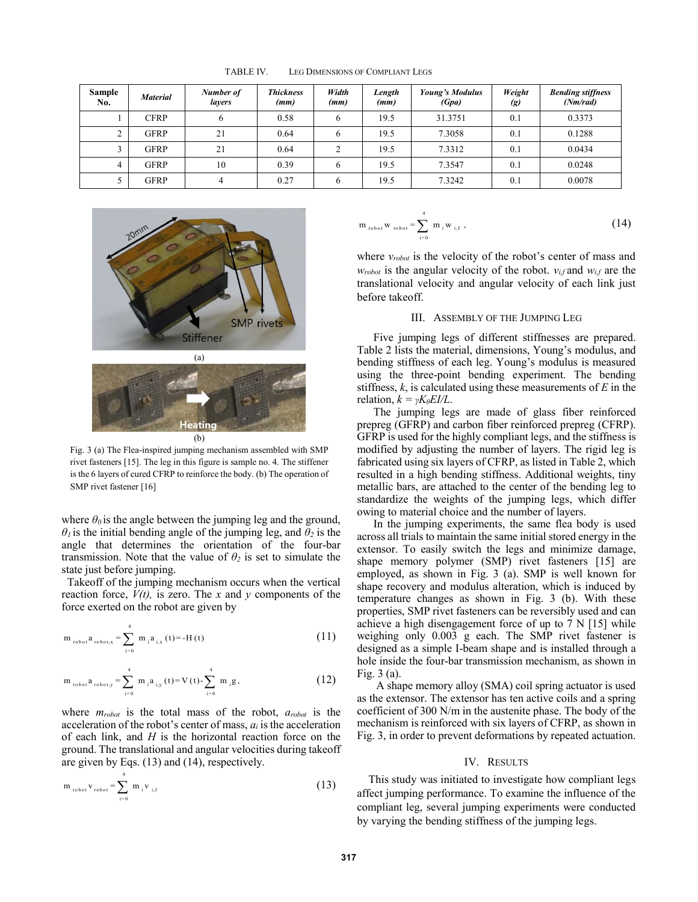TABLE IV. LEG DIMENSIONS OF COMPLIANT LEGS

| Sample No. | Material | Number of layers | Thickness (mm) | Width (mm) | Length (mm) | Young's Modulus (Gpa) | Weight (g) | Bending stiffness (Nm/rad) |
|---|---|---|---|---|---|---|---|---|
| 1 | CFRP | 6 | 0.58 | 6 | 19.5 | 31.3751 | 0.1 | 0.3373 |
| 2 | GFRP | 21 | 0.64 | 6 | 19.5 | 7.3058 | 0.1 | 0.1288 |
| 3 | GFRP | 21 | 0.64 | 2 | 19.5 | 7.3312 | 0.1 | 0.0434 |
| 4 | GFRP | 10 | 0.39 | 6 | 19.5 | 7.3547 | 0.1 | 0.0248 |
| 5 | GFRP | 4 | 0.27 | 6 | 19.5 | 7.3242 | 0.1 | 0.0078 |

Fig. 3 (a) The Flea-inspired jumping mechanism assembled with SMP rivet fasteners [15]. The leg in this figure is sample no. 4. The stiffener is the 6 layers of cured CFRP to reinforce the body. (b) The operation of SMP rivet fastener [16]

where $\theta_0$ is the angle between the jumping leg and the ground, $\theta_1$ is the initial bending angle of the jumping leg, and $\theta_2$ is the angle that determines the orientation of the four-bar transmission. Note that the value of $\theta_2$ is set to simulate the state just before jumping.

Takeoff of the jumping mechanism occurs when the vertical reaction force, $V(t)$, is zero. The $x$ and $y$ components of the force exerted on the robot are given by

$$m_{robot} a_{robot,x} = \sum_{i=0}^{4} m_i a_{i,x}(t) = -H(t) \tag{11}$$

$$m_{robot} a_{robot,y} = \sum_{i=0}^{4} m_i a_{i,y}(t) = V(t) - \sum_{i=0}^{4} m_i g, \tag{12}$$

where $m_{robot}$ is the total mass of the robot, $a_{robot}$ is the acceleration of the robot's center of mass, $a_i$ is the acceleration of each link, and $H$ is the horizontal reaction force on the ground. The translational and angular velocities during takeoff are given by Eqs. (13) and (14), respectively.

$$m_{robot} v_{robot} = \sum_{i=0}^{4} m_i v_{i,f} \tag{13}$$

$$m_{robot} w_{robot} = \sum_{i=0}^{4} m_i w_{i,f}, \tag{14}$$

where $v_{robot}$ is the velocity of the robot's center of mass and $w_{robot}$ is the angular velocity of the robot. $v_{i,f}$ and $w_{i,f}$ are the translational velocity and angular velocity of each link just before takeoff.

## III. ASSEMBLY OF THE JUMPING LEG

Five jumping legs of different stiffnesses are prepared. Table 2 lists the material, dimensions, Young's modulus, and bending stiffness of each leg. Young's modulus is measured using the three-point bending experiment. The bending stiffness, $k$, is calculated using these measurements of $E$ in the relation, $k = \gamma K_\theta EI/L$.

The jumping legs are made of glass fiber reinforced prepreg (GFRP) and carbon fiber reinforced prepreg (CFRP). GFRP is used for the highly compliant legs, and the stiffness is modified by adjusting the number of layers. The rigid leg is fabricated using six layers of CFRP, as listed in Table 2, which resulted in a high bending stiffness. Additional weights, tiny metallic bars, are attached to the center of the bending leg to standardize the weights of the jumping legs, which differ owing to material choice and the number of layers.

In the jumping experiments, the same flea body is used across all trials to maintain the same initial stored energy in the extensor. To easily switch the legs and minimize damage, shape memory polymer (SMP) rivet fasteners [15] are employed, as shown in Fig. 3 (a). SMP is well known for shape recovery and modulus alteration, which is induced by temperature changes as shown in Fig. 3 (b). With these properties, SMP rivet fasteners can be reversibly used and can achieve a high disengagement force of up to 7 N [15] while weighing only 0.003 g each. The SMP rivet fastener is designed as a simple I-beam shape and is installed through a hole inside the four-bar transmission mechanism, as shown in Fig. 3 (a).

A shape memory alloy (SMA) coil spring actuator is used as the extensor. The extensor has ten active coils and a spring coefficient of 300 N/m in the austenite phase. The body of the mechanism is reinforced with six layers of CFRP, as shown in Fig. 3, in order to prevent deformations by repeated actuation.

## IV. RESULTS

This study was initiated to investigate how compliant legs affect jumping performance. To examine the influence of the compliant leg, several jumping experiments were conducted by varying the bending stiffness of the jumping legs.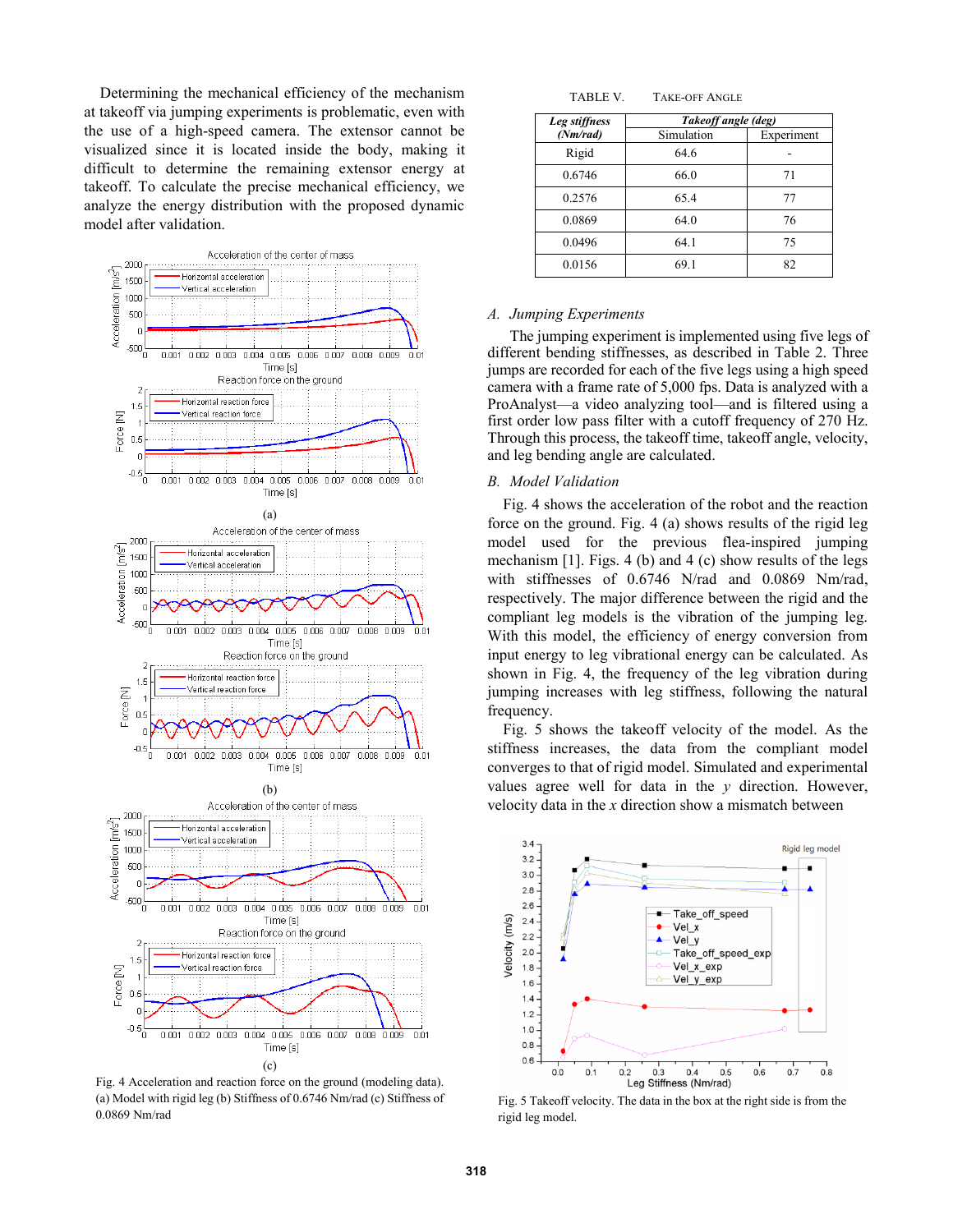Determining the mechanical efficiency of the mechanism at takeoff via jumping experiments is problematic, even with the use of a high-speed camera. The extensor cannot be visualized since it is located inside the body, making it difficult to determine the remaining extensor energy at takeoff. To calculate the precise mechanical efficiency, we analyze the energy distribution with the proposed dynamic model after validation.

Fig. 4 Acceleration and reaction force on the ground (modeling data). (a) Model with rigid leg (b) Stiffness of 0.6746 Nm/rad (c) Stiffness of 0.0869 Nm/rad

TABLE V. TAKE-OFF ANGLE

| *Leg stiffness (Nm/rad)* | *Takeoff angle (deg)* | |
|---|---|---|
| | Simulation | Experiment |
| Rigid | 64.6 | - |
| 0.6746 | 66.0 | 71 |
| 0.2576 | 65.4 | 77 |
| 0.0869 | 64.0 | 76 |
| 0.0496 | 64.1 | 75 |
| 0.0156 | 69.1 | 82 |

## *A. Jumping Experiments*

The jumping experiment is implemented using five legs of different bending stiffnesses, as described in Table 2. Three jumps are recorded for each of the five legs using a high speed camera with a frame rate of 5,000 fps. Data is analyzed with a ProAnalyst—a video analyzing tool—and is filtered using a first order low pass filter with a cutoff frequency of 270 Hz. Through this process, the takeoff time, takeoff angle, velocity, and leg bending angle are calculated.

## *B. Model Validation*

Fig. 4 shows the acceleration of the robot and the reaction force on the ground. Fig. 4 (a) shows results of the rigid leg model used for the previous flea-inspired jumping mechanism [1]. Figs. 4 (b) and 4 (c) show results of the legs with stiffnesses of 0.6746 N/rad and 0.0869 Nm/rad, respectively. The major difference between the rigid and the compliant leg models is the vibration of the jumping leg. With this model, the efficiency of energy conversion from input energy to leg vibrational energy can be calculated. As shown in Fig. 4, the frequency of the leg vibration during jumping increases with leg stiffness, following the natural frequency.

Fig. 5 shows the takeoff velocity of the model. As the stiffness increases, the data from the compliant model converges to that of rigid model. Simulated and experimental values agree well for data in the *y* direction. However, velocity data in the *x* direction show a mismatch between

Fig. 5 Takeoff velocity. The data in the box at the right side is from the rigid leg model.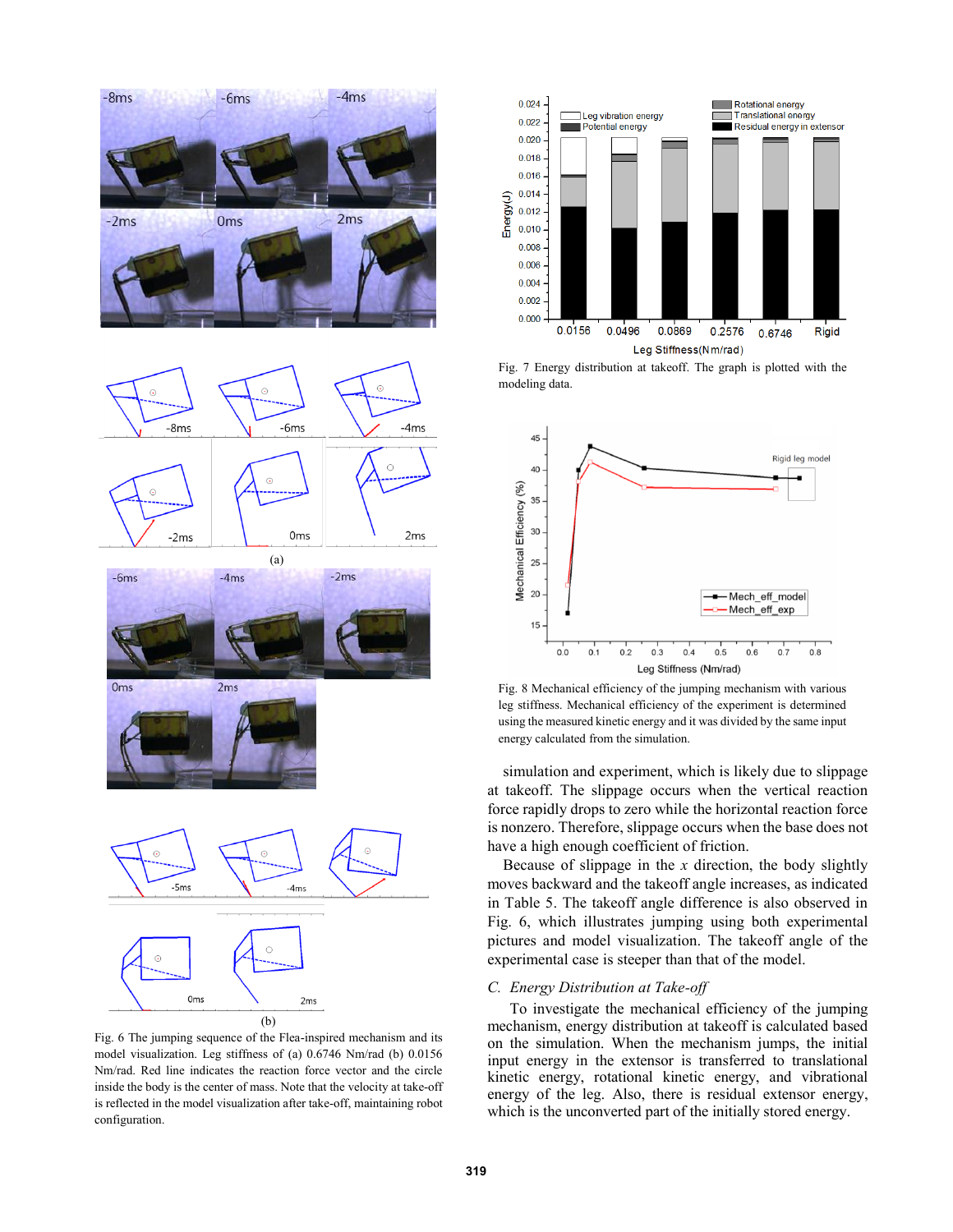Fig. 6 The jumping sequence of the Flea-inspired mechanism and its model visualization. Leg stiffness of (a) 0.6746 Nm/rad (b) 0.0156 Nm/rad. Red line indicates the reaction force vector and the circle inside the body is the center of mass. Note that the velocity at take-off is reflected in the model visualization after take-off, maintaining robot configuration.

Fig. 7 Energy distribution at takeoff. The graph is plotted with the modeling data.

Fig. 8 Mechanical efficiency of the jumping mechanism with various leg stiffness. Mechanical efficiency of the experiment is determined using the measured kinetic energy and it was divided by the same input energy calculated from the simulation.

simulation and experiment, which is likely due to slippage at takeoff. The slippage occurs when the vertical reaction force rapidly drops to zero while the horizontal reaction force is nonzero. Therefore, slippage occurs when the base does not have a high enough coefficient of friction.

Because of slippage in the $x$ direction, the body slightly moves backward and the takeoff angle increases, as indicated in Table 5. The takeoff angle difference is also observed in Fig. 6, which illustrates jumping using both experimental pictures and model visualization. The takeoff angle of the experimental case is steeper than that of the model.

### C. *Energy Distribution at Take-off*

To investigate the mechanical efficiency of the jumping mechanism, energy distribution at takeoff is calculated based on the simulation. When the mechanism jumps, the initial input energy in the extensor is transferred to translational kinetic energy, rotational kinetic energy, and vibrational energy of the leg. Also, there is residual extensor energy, which is the unconverted part of the initially stored energy.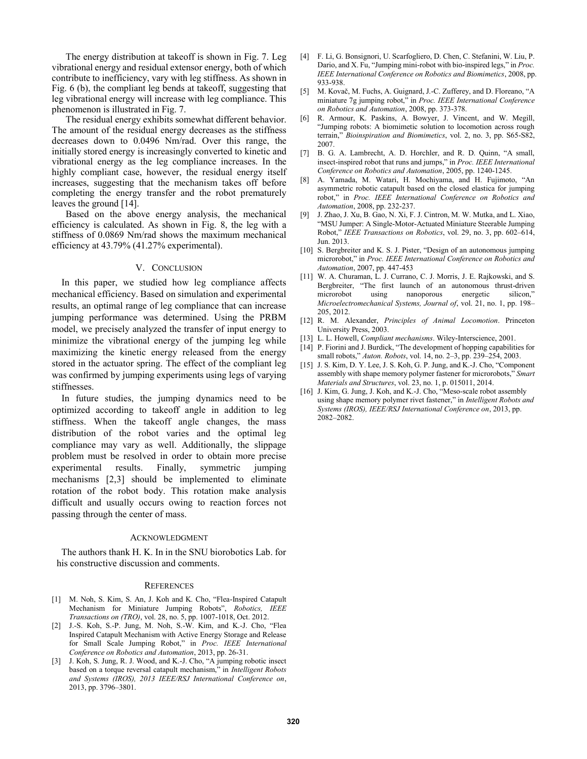The energy distribution at takeoff is shown in Fig. 7. Leg vibrational energy and residual extensor energy, both of which contribute to inefficiency, vary with leg stiffness. As shown in Fig. 6 (b), the compliant leg bends at takeoff, suggesting that leg vibrational energy will increase with leg compliance. This phenomenon is illustrated in Fig. 7.

The residual energy exhibits somewhat different behavior. The amount of the residual energy decreases as the stiffness decreases down to 0.0496 Nm/rad. Over this range, the initially stored energy is increasingly converted to kinetic and vibrational energy as the leg compliance increases. In the highly compliant case, however, the residual energy itself increases, suggesting that the mechanism takes off before completing the energy transfer and the robot prematurely leaves the ground [14].

Based on the above energy analysis, the mechanical efficiency is calculated. As shown in Fig. 8, the leg with a stiffness of 0.0869 Nm/rad shows the maximum mechanical efficiency at 43.79% (41.27% experimental).

## V. Conclusion

In this paper, we studied how leg compliance affects mechanical efficiency. Based on simulation and experimental results, an optimal range of leg compliance that can increase jumping performance was determined. Using the PRBM model, we precisely analyzed the transfer of input energy to minimize the vibrational energy of the jumping leg while maximizing the kinetic energy released from the energy stored in the actuator spring. The effect of the compliant leg was confirmed by jumping experiments using legs of varying stiffnesses.

In future studies, the jumping dynamics need to be optimized according to takeoff angle in addition to leg stiffness. When the takeoff angle changes, the mass distribution of the robot varies and the optimal leg compliance may vary as well. Additionally, the slippage problem must be resolved in order to obtain more precise experimental results. Finally, symmetric jumping mechanisms [2,3] should be implemented to eliminate rotation of the robot body. This rotation make analysis difficult and usually occurs owing to reaction forces not passing through the center of mass.

## Acknowledgment

The authors thank H. K. In in the SNU biorobotics Lab. for his constructive discussion and comments.

## References

[1] M. Noh, S. Kim, S. An, J. Koh and K. Cho, "Flea-Inspired Catapult Mechanism for Miniature Jumping Robots", *Robotics, IEEE Transactions on (TRO)*, vol. 28, no. 5, pp. 1007-1018, Oct. 2012.

[2] J.-S. Koh, S.-P. Jung, M. Noh, S.-W. Kim, and K.-J. Cho, "Flea Inspired Catapult Mechanism with Active Energy Storage and Release for Small Scale Jumping Robot," in *Proc. IEEE International Conference on Robotics and Automation*, 2013, pp. 26-31.

[3] J. Koh, S. Jung, R. J. Wood, and K.-J. Cho, "A jumping robotic insect based on a torque reversal catapult mechanism," in *Intelligent Robots and Systems (IROS), 2013 IEEE/RSJ International Conference on*, 2013, pp. 3796–3801.

[4] F. Li, G. Bonsignori, U. Scarfogliero, D. Chen, C. Stefanini, W. Liu, P. Dario, and X. Fu, "Jumping mini-robot with bio-inspired legs," in *Proc. IEEE International Conference on Robotics and Biomimetics*, 2008, pp. 933-938.

[5] M. Kovač, M. Fuchs, A. Guignard, J.-C. Zufferey, and D. Floreano, "A miniature 7g jumping robot," in *Proc. IEEE International Conference on Robotics and Automation*, 2008, pp. 373-378.

[6] R. Armour, K. Paskins, A. Bowyer, J. Vincent, and W. Megill, "Jumping robots: A biomimetic solution to locomotion across rough terrain," *Bioinspiration and Biomimetics*, vol. 2, no. 3, pp. S65-S82, 2007.

[7] B. G. A. Lambrecht, A. D. Horchler, and R. D. Quinn, "A small, insect-inspired robot that runs and jumps," in *Proc. IEEE International Conference on Robotics and Automation*, 2005, pp. 1240-1245.

[8] A. Yamada, M. Watari, H. Mochiyama, and H. Fujimoto, "An asymmetric robotic catapult based on the closed elastica for jumping robot," in *Proc. IEEE International Conference on Robotics and Automation*, 2008, pp. 232-237.

[9] J. Zhao, J. Xu, B. Gao, N. Xi, F. J. Cintron, M. W. Mutka, and L. Xiao, "MSU Jumper: A Single-Motor-Actuated Miniature Steerable Jumping Robot," *IEEE Transactions on Robotics*, vol. 29, no. 3, pp. 602–614, Jun. 2013.

[10] S. Bergbreiter and K. S. J. Pister, "Design of an autonomous jumping microrobot," in *Proc. IEEE International Conference on Robotics and Automation*, 2007, pp. 447-453

[11] W. A. Churaman, L. J. Currano, C. J. Morris, J. E. Rajkowski, and S. Bergbreiter, "The first launch of an autonomous thrust-driven microrobot using nanoporous energetic silicon," *Microelectromechanical Systems, Journal of*, vol. 21, no. 1, pp. 198–205, 2012.

[12] R. M. Alexander, *Principles of Animal Locomotion*. Princeton University Press, 2003.

[13] L. L. Howell, *Compliant mechanisms*. Wiley-Interscience, 2001.

[14] P. Fiorini and J. Burdick, "The development of hopping capabilities for small robots," *Auton. Robots*, vol. 14, no. 2–3, pp. 239–254, 2003.

[15] J. S. Kim, D. Y. Lee, J. S. Koh, G. P. Jung, and K.-J. Cho, "Component assembly with shape memory polymer fastener for microrobots," *Smart Materials and Structures*, vol. 23, no. 1, p. 015011, 2014.

[16] J. Kim, G. Jung, J. Koh, and K.-J. Cho, "Meso-scale robot assembly using shape memory polymer rivet fastener," in *Intelligent Robots and Systems (IROS), IEEE/RSJ International Conference on*, 2013, pp. 2082–2082.